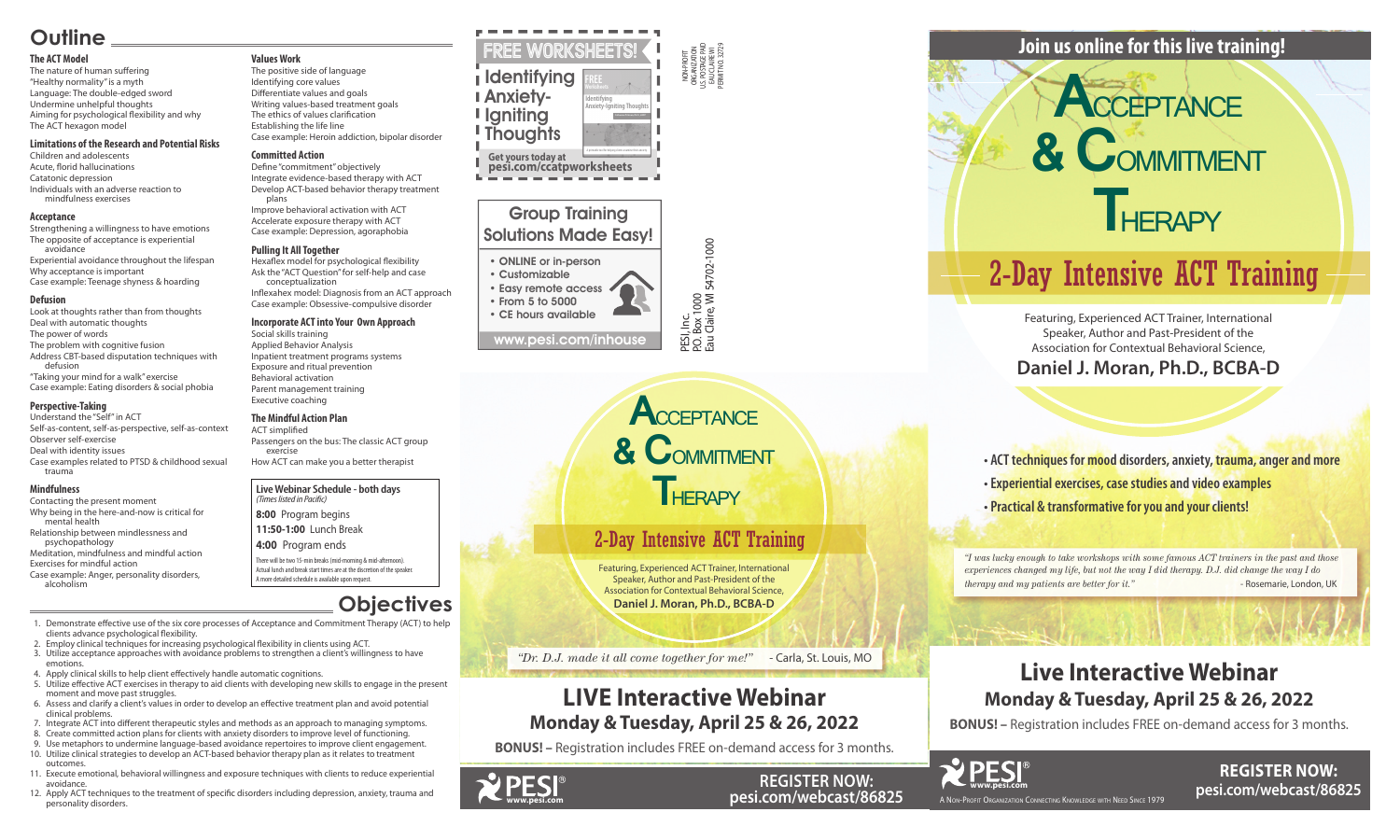# Outline

### The ACT Model

The nature of human suffering
"Healthy normality" is a myth
Language: The double-edged sword
Undermine unhelpful thoughts
Aiming for psychological flexibility and why
The ACT hexagon model

### Limitations of the Research and Potential Risks

Children and adolescents
Acute, florid hallucinations
Catatonic depression
Individuals with an adverse reaction to mindfulness exercises

### Acceptance

Strengthening a willingness to have emotions
The opposite of acceptance is experiential avoidance
Experiential avoidance throughout the lifespan
Why acceptance is important
Case example: Teenage shyness & hoarding

### Defusion

Look at thoughts rather than from thoughts
Deal with automatic thoughts
The power of words
The problem with cognitive fusion
Address CBT-based disputation techniques with defusion
"Taking your mind for a walk" exercise
Case example: Eating disorders & social phobia

### Perspective-Taking

Understand the "Self" in ACT
Self-as-content, self-as-perspective, self-as-context
Observer self-exercise
Deal with identity issues
Case examples related to PTSD & childhood sexual trauma

### Mindfulness

Contacting the present moment
Why being in the here-and-now is critical for mental health
Relationship between mindlessness and psychopathology
Meditation, mindfulness and mindful action
Exercises for mindful action
Case example: Anger, personality disorders, alcoholism

### Values Work

The positive side of language
Identifying core values
Differentiate values and goals
Writing values-based treatment goals
The ethics of values clarification
Establishing the life line
Case example: Heroin addiction, bipolar disorder

### Committed Action

Define "commitment" objectively
Integrate evidence-based therapy with ACT
Develop ACT-based behavior therapy treatment plans
Improve behavioral activation with ACT
Accelerate exposure therapy with ACT
Case example: Depression, agoraphobia

### Pulling It All Together

Hexaflex model for psychological flexibility
Ask the "ACT Question" for self-help and case conceptualization
Inflexahex model: Diagnosis from an ACT approach
Case example: Obsessive-compulsive disorder

### Incorporate ACT into Your Own Approach

Social skills training
Applied Behavior Analysis
Inpatient treatment programs systems
Exposure and ritual prevention
Behavioral activation
Parent management training
Executive coaching

### The Mindful Action Plan

ACT simplified
Passengers on the bus: The classic ACT group exercise
How ACT can make you a better therapist

**Live Webinar Schedule - both days**
*(Times listed in Pacific)*

**8:00** Program begins
**11:50-1:00** Lunch Break
**4:00** Program ends

There will be two 15-min breaks (mid-morning & mid-afternoon). Actual lunch and break start times are at the discretion of the speaker. A more detailed schedule is available upon request.

## Objectives

1. Demonstrate effective use of the six core processes of Acceptance and Commitment Therapy (ACT) to help clients advance psychological flexibility.
2. Employ clinical techniques for increasing psychological flexibility in clients using ACT.
3. Utilize acceptance approaches with avoidance problems to strengthen a client's willingness to have emotions.
4. Apply clinical skills to help client effectively handle automatic cognitions.
5. Utilize effective ACT exercises in therapy to aid clients with developing new skills to engage in the present moment and move past struggles.
6. Assess and clarify a client's values in order to develop an effective treatment plan and avoid potential clinical problems.
7. Integrate ACT into different therapeutic styles and methods as an approach to managing symptoms.
8. Create committed action plans for clients with anxiety disorders to improve level of functioning.
9. Use metaphors to undermine language-based avoidance repertoires to improve client engagement.
10. Utilize clinical strategies to develop an ACT-based behavior therapy plan as it relates to treatment outcomes.
11. Execute emotional, behavioral willingness and exposure techniques with clients to reduce experiential avoidance.
12. Apply ACT techniques to the treatment of specific disorders including depression, anxiety, trauma and personality disorders.

## FREE WORKSHEETS!

**Identifying Anxiety-Igniting Thoughts**

Get yours today at **pesi.com/ccatpworksheets**

NON-PROFIT ORGANIZATION U.S. POSTAGE PAID EAU CLAIRE WI PERMIT NO. 32729

## Group Training Solutions Made Easy!

- ONLINE or in-person
- Customizable
- Easy remote access
- From 5 to 5000
- CE hours available

www.pesi.com/inhouse

PESI, Inc.
P.O. Box 1000
Eau Claire, WI 54702-1000

# Acceptance & Commitment Therapy

## 2-Day Intensive ACT Training

Featuring, Experienced ACT Trainer, International Speaker, Author and Past-President of the Association for Contextual Behavioral Science,
**Daniel J. Moran, Ph.D., BCBA-D**

*"Dr. D.J. made it all come together for me!"* - Carla, St. Louis, MO

## LIVE Interactive Webinar

### Monday & Tuesday, April 25 & 26, 2022

**BONUS! –** Registration includes FREE on-demand access for 3 months.

PESI www.pesi.com

**REGISTER NOW: pesi.com/webcast/86825**

## Join us online for this live training!

# Acceptance & Commitment Therapy

## 2-Day Intensive ACT Training

Featuring, Experienced ACT Trainer, International Speaker, Author and Past-President of the Association for Contextual Behavioral Science,
**Daniel J. Moran, Ph.D., BCBA-D**

- **ACT techniques for mood disorders, anxiety, trauma, anger and more**
- **Experiential exercises, case studies and video examples**
- **Practical & transformative for you and your clients!**

*"I was lucky enough to take workshops with some famous ACT trainers in the past and those experiences changed my life, but not the way I did therapy. D.J. did change the way I do therapy and my patients are better for it."* - Rosemarie, London, UK

## Live Interactive Webinar

### Monday & Tuesday, April 25 & 26, 2022

**BONUS! –** Registration includes FREE on-demand access for 3 months.

PESI® www.pesi.com
A Non-Profit Organization Connecting Knowledge with Need Since 1979

**REGISTER NOW: pesi.com/webcast/86825**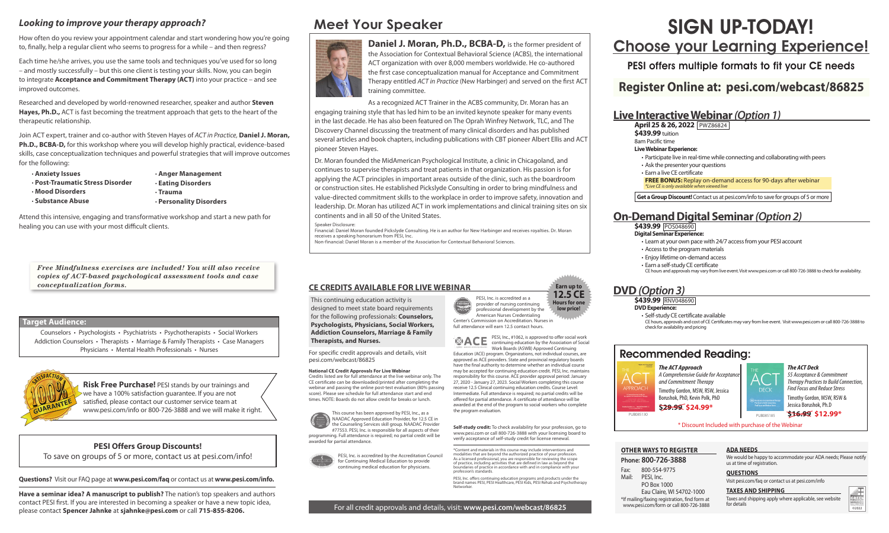## *Looking to improve your therapy approach?*

How often do you review your appointment calendar and start wondering how you're going to, finally, help a regular client who seems to progress for a while – and then regress?

Each time he/she arrives, you use the same tools and techniques you've used for so long – and mostly successfully – but this one client is testing your skills. Now, you can begin to integrate **Acceptance and Commitment Therapy (ACT)** into your practice – and see improved outcomes.

Researched and developed by world-renowned researcher, speaker and author **Steven Hayes, Ph.D.,** ACT is fast becoming the treatment approach that gets to the heart of the therapeutic relationship.

Join ACT expert, trainer and co-author with Steven Hayes of *ACT in Practice,* **Daniel J. Moran, Ph.D., BCBA-D,** for this workshop where you will develop highly practical, evidence-based skills, case conceptualization techniques and powerful strategies that will improve outcomes for the following:

- **Anxiety Issues**
- **Post-Traumatic Stress Disorder**
- **Mood Disorders**
- **Substance Abuse**
- **Anger Management**
- **Eating Disorders**
- **Trauma**
- **Personality Disorders**

Attend this intensive, engaging and transformative workshop and start a new path for healing you can use with your most difficult clients.

*Free Mindfulness exercises are included! You will also receive copies of ACT-based psychological assessment tools and case conceptualization forms.*

### Target Audience:

Counselors • Psychologists • Psychiatrists • Psychotherapists • Social Workers Addiction Counselors • Therapists • Marriage & Family Therapists • Case Managers Physicians • Mental Health Professionals • Nurses

**Risk Free Purchase!** PESI stands by our trainings and we have a 100% satisfaction guarantee. If you are not satisfied, please contact our customer service team at www.pesi.com/info or 800-726-3888 and we will make it right.

**PESI Offers Group Discounts!**
To save on groups of 5 or more, contact us at pesi.com/info!

**Questions?** Visit our FAQ page at **www.pesi.com/faq** or contact us at **www.pesi.com/info.**

**Have a seminar idea? A manuscript to publish?** The nation's top speakers and authors contact PESI first. If you are interested in becoming a speaker or have a new topic idea, please contact **Spencer Jahnke** at **sjahnke@pesi.com** or call **715-855-8206.**

## Meet Your Speaker

**Daniel J. Moran, Ph.D., BCBA-D,** is the former president of the Association for Contextual Behavioral Science (ACBS), the international ACT organization with over 8,000 members worldwide. He co-authored the first case conceptualization manual for Acceptance and Commitment Therapy entitled *ACT in Practice* (New Harbinger) and served on the first ACT training committee.

As a recognized ACT Trainer in the ACBS community, Dr. Moran has an engaging training style that has led him to be an invited keynote speaker for many events in the last decade. He has also been featured on The Oprah Winfrey Network, TLC, and The Discovery Channel discussing the treatment of many clinical disorders and has published several articles and book chapters, including publications with CBT pioneer Albert Ellis and ACT pioneer Steven Hayes.

Dr. Moran founded the MidAmerican Psychological Institute, a clinic in Chicagoland, and continues to supervise therapists and treat patients in that organization. His passion is for applying the ACT principles in important areas outside of the clinic, such as the boardroom or construction sites. He established Pickslyde Consulting in order to bring mindfulness and value-directed commitment skills to the workplace in order to improve safety, innovation and leadership. Dr. Moran has utilized ACT in work implementations and clinical training sites on six continents and in all 50 of the United States.

Speaker Disclosure:
Financial: Daniel Moran founded Pickslyde Consulting. He is an author for New Harbinger and receives royalties. Dr. Moran receives a speaking honorarium from PESI, Inc.
Non-financial: Daniel Moran is a member of the Association for Contextual Behavioral Sciences.

### CE CREDITS AVAILABLE FOR LIVE WEBINAR

**Earn up to 12.5 CE Hours for one low price!**

This continuing education activity is designed to meet state board requirements for the following professionals: **Counselors, Psychologists, Physicians, Social Workers, Addiction Counselors, Marriage & Family Therapists, and Nurses.**

For specific credit approvals and details, visit pesi.com/webcast/86825

**National CE Credit Approvals For Live Webinar**
Credits listed are for full attendance at the live webinar only. The CE certificate can be downloaded/printed after completing the webinar and passing the online post-test evaluation (80% passing score). Please see schedule for full attendance start and end times. NOTE: Boards do not allow credit for breaks or lunch.

This course has been approved by PESI, Inc., as a NAADAC Approved Education Provider, for 12.5 CE in the Counseling Services skill group. NAADAC Provider #77553. PESI, Inc. is responsible for all aspects of their programming. Full attendance is required; no partial credit will be awarded for partial attendance.

PESI, Inc. is accredited by the Accreditation Council for Continuing Medical Education to provide continuing medical education for physicians.

PESI, Inc. is accredited as a provider of nursing continuing professional development by the American Nurses Credentialing Center's Commission on Accreditation. Nurses in full attendance will earn 12.5 contact hours.

PESI, Inc., #1062, is approved to offer social work continuing education by the Association of Social Work Boards (ASWB) Approved Continuing Education (ACE) program. Organizations, not individual courses, are approved as ACE providers. State and provincial regulatory boards have the final authority to determine whether an individual course may be accepted for continuing education credit. PESI, Inc. maintains responsibility for this course. ACE provider approval period: January 27, 2020 - January 27, 2023. Social Workers completing this course receive 12.5 Clinical continuing education credits. Course Level: Intermediate. Full attendance is required; no partial credits will be offered for partial attendance. A certificate of attendance will be awarded at the end of the program to social workers who complete the program evaluation.

**Self-study credit:** To check availability for your profession, go to www.pesi.com or call 800-726-3888 with your licensing board to verify acceptance of self-study credit for license renewal.

*Content and materials in this course may include interventions and modalities that are beyond the authorized practice of your profession. As a licensed professional, you are responsible for reviewing the scope of practice, including activities that are defined in law as beyond the boundaries of practice in accordance with and in compliance with your profession's standards.

PESI, Inc. offers continuing education programs and products under the brand names PESI, PESI Healthcare, PESI Kids, PESI Rehab and Psychotherapy Networker.

For all credit approvals and details, visit: **www.pesi.com/webcast/86825**

# SIGN UP-TODAY!
## Choose your Learning Experience!

**PESI offers multiple formats to fit your CE needs**

## Register Online at: pesi.com/webcast/86825

### Live Interactive Webinar *(Option 1)*

**April 25 & 26, 2022** PWZ86824
**$439.99** tuition
8am Pacific time

**Live Webinar Experience:**
- Participate live in real-time while connecting and collaborating with peers
- Ask the presenter your questions
- Earn a live CE certificate

**FREE BONUS:** Replay on-demand access for 90-days after webinar
*Live CE is only available when viewed live*

**Get a Group Discount!** Contact us at pesi.com/info to save for groups of 5 or more

### On-Demand Digital Seminar *(Option 2)*

**$439.99** POS048690

**Digital Seminar Experience:**
- Learn at your own pace with 24/7 access from your PESI account
- Access to the program materials
- Enjoy lifetime on-demand access
- Earn a self-study CE certificate
  CE hours and approvals may vary from live event. Visit www.pesi.com or call 800-726-3888 to check for availability.

### DVD *(Option 3)*

**$439.99** RNV048690

**DVD Experience:**
- Self-study CE certificate available
  CE hours, approvals and cost of CE Certificates may vary from live event. Visit www.pesi.com or call 800-726-3888 to check for availability and pricing

### Recommended Reading:

***The ACT Approach***
*A Comprehensive Guide for Acceptance and Commitment Therapy*
Timothy Gordon, MSW, RSW, Jessica Borushok, PhD, Kevin Polk, PhD
~~$29.99~~ **$24.99***
PUB085130

***The ACT Deck***
*55 Acceptance & Commitment Therapy Practices to Build Connection, Find Focus and Reduce Stress*
Timothy Gordon, MSW, RSW & Jessica Borushok, Ph.D
~~$16.99~~ **$12.99***
PUB085185

* Discount Included with purchase of the Webinar

**OTHER WAYS TO REGISTER**

**Phone: 800-726-3888**
Fax: 800-554-9775
Mail: PESI, Inc.
PO Box 1000
Eau Claire, WI 54702-1000

*If mailing/faxing registration, find form at www.pesi.com/form or call 800-726-3888

**ADA NEEDS**
We would be happy to accommodate your ADA needs; Please notify us at time of registration.

**QUESTIONS**
Visit pesi.com/faq or contact us at pesi.com/info

**TAXES AND SHIPPING**
Taxes and shipping apply where applicable, see website for details

©2022